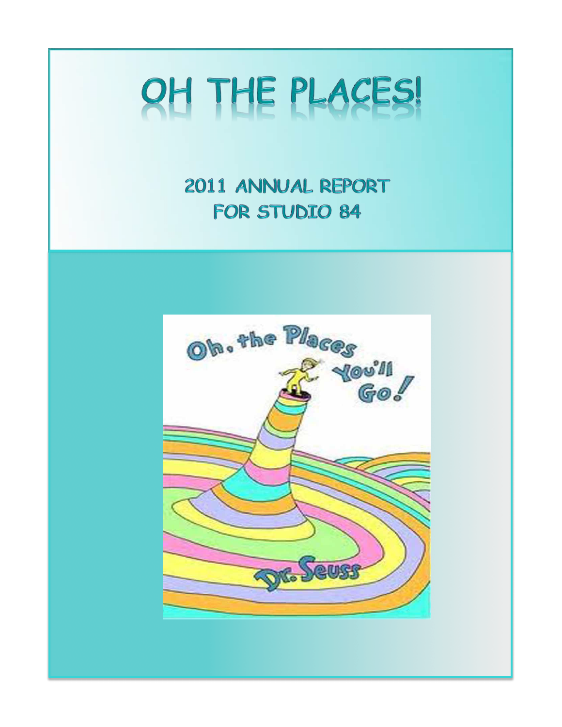# OH THE PLACES!

## 2011 ANNUAL REPORT FOR STUDIO 84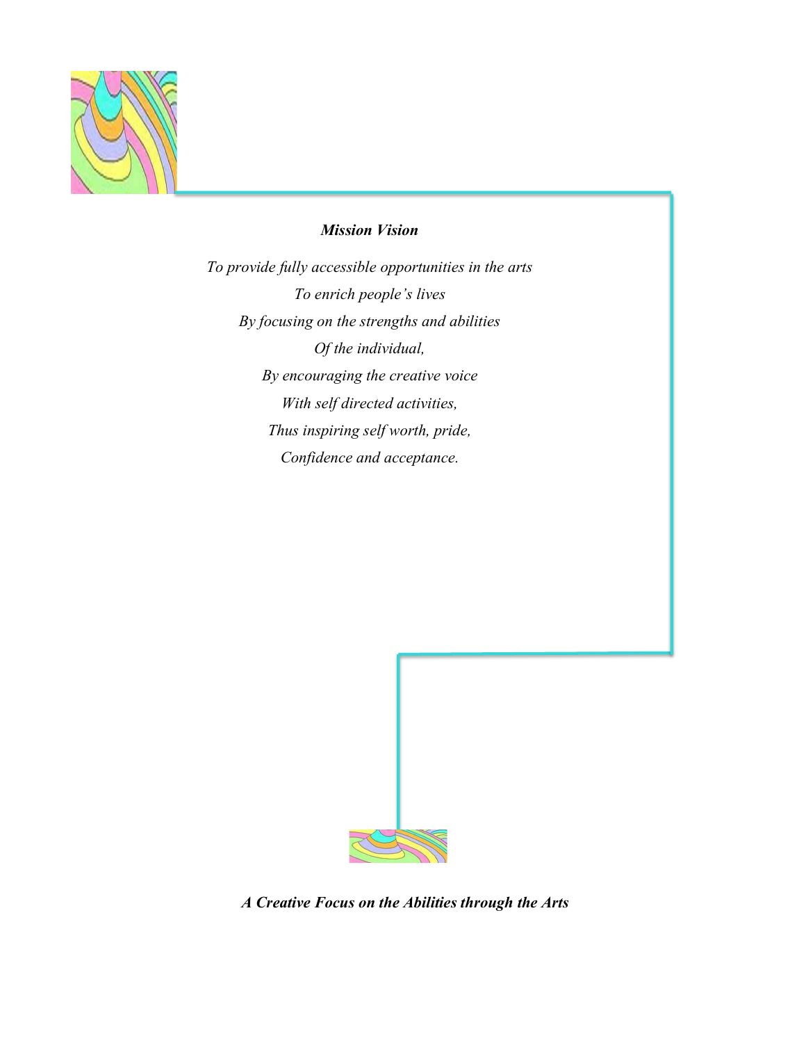***Mission Vision***

*To provide fully accessible opportunities in the arts*

*To enrich people's lives*

*By focusing on the strengths and abilities*

*Of the individual,*

*By encouraging the creative voice*

*With self directed activities,*

*Thus inspiring self worth, pride,*

*Confidence and acceptance.*

***A Creative Focus on the Abilities through the Arts***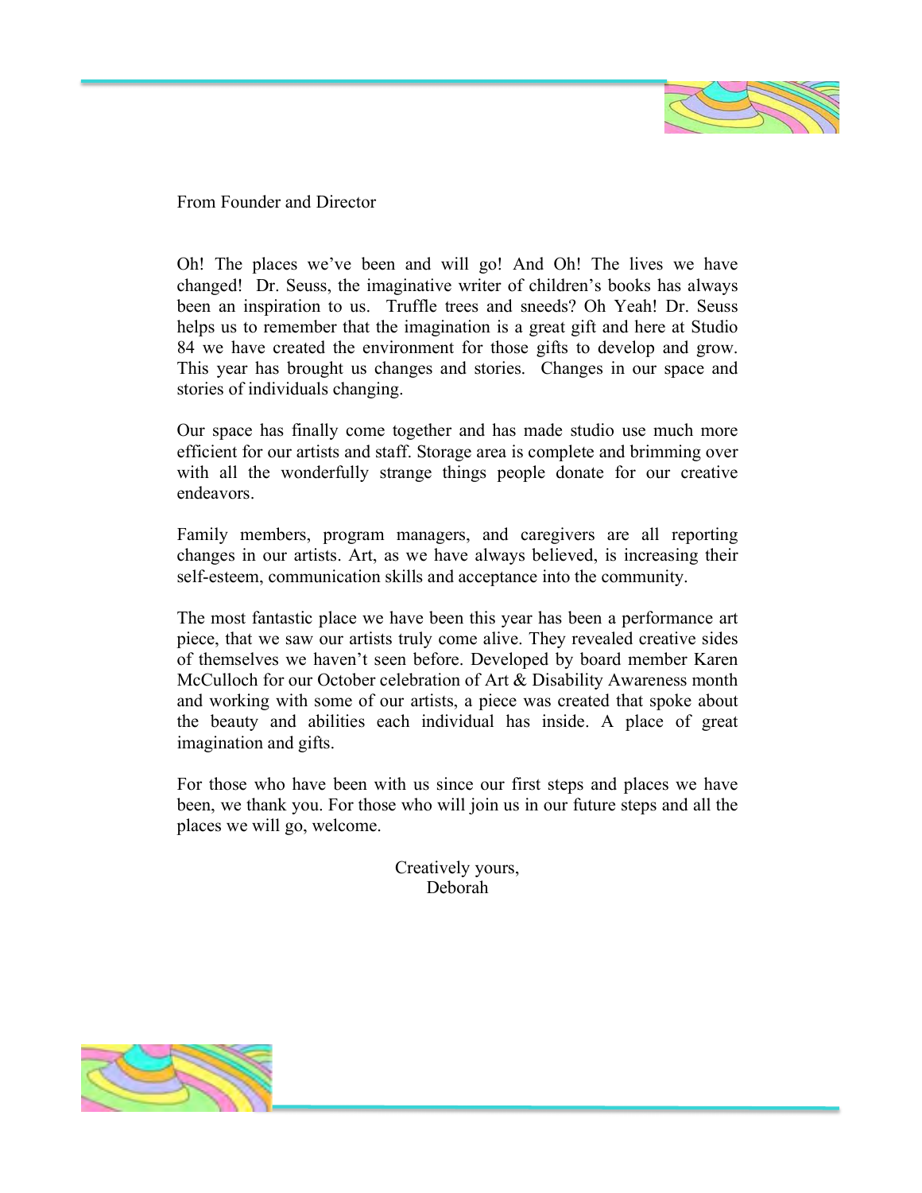From Founder and Director

Oh! The places we've been and will go! And Oh! The lives we have changed! Dr. Seuss, the imaginative writer of children's books has always been an inspiration to us. Truffle trees and sneeds? Oh Yeah! Dr. Seuss helps us to remember that the imagination is a great gift and here at Studio 84 we have created the environment for those gifts to develop and grow. This year has brought us changes and stories. Changes in our space and stories of individuals changing.

Our space has finally come together and has made studio use much more efficient for our artists and staff. Storage area is complete and brimming over with all the wonderfully strange things people donate for our creative endeavors.

Family members, program managers, and caregivers are all reporting changes in our artists. Art, as we have always believed, is increasing their self-esteem, communication skills and acceptance into the community.

The most fantastic place we have been this year has been a performance art piece, that we saw our artists truly come alive. They revealed creative sides of themselves we haven't seen before. Developed by board member Karen McCulloch for our October celebration of Art & Disability Awareness month and working with some of our artists, a piece was created that spoke about the beauty and abilities each individual has inside. A place of great imagination and gifts.

For those who have been with us since our first steps and places we have been, we thank you. For those who will join us in our future steps and all the places we will go, welcome.

Creatively yours,
Deborah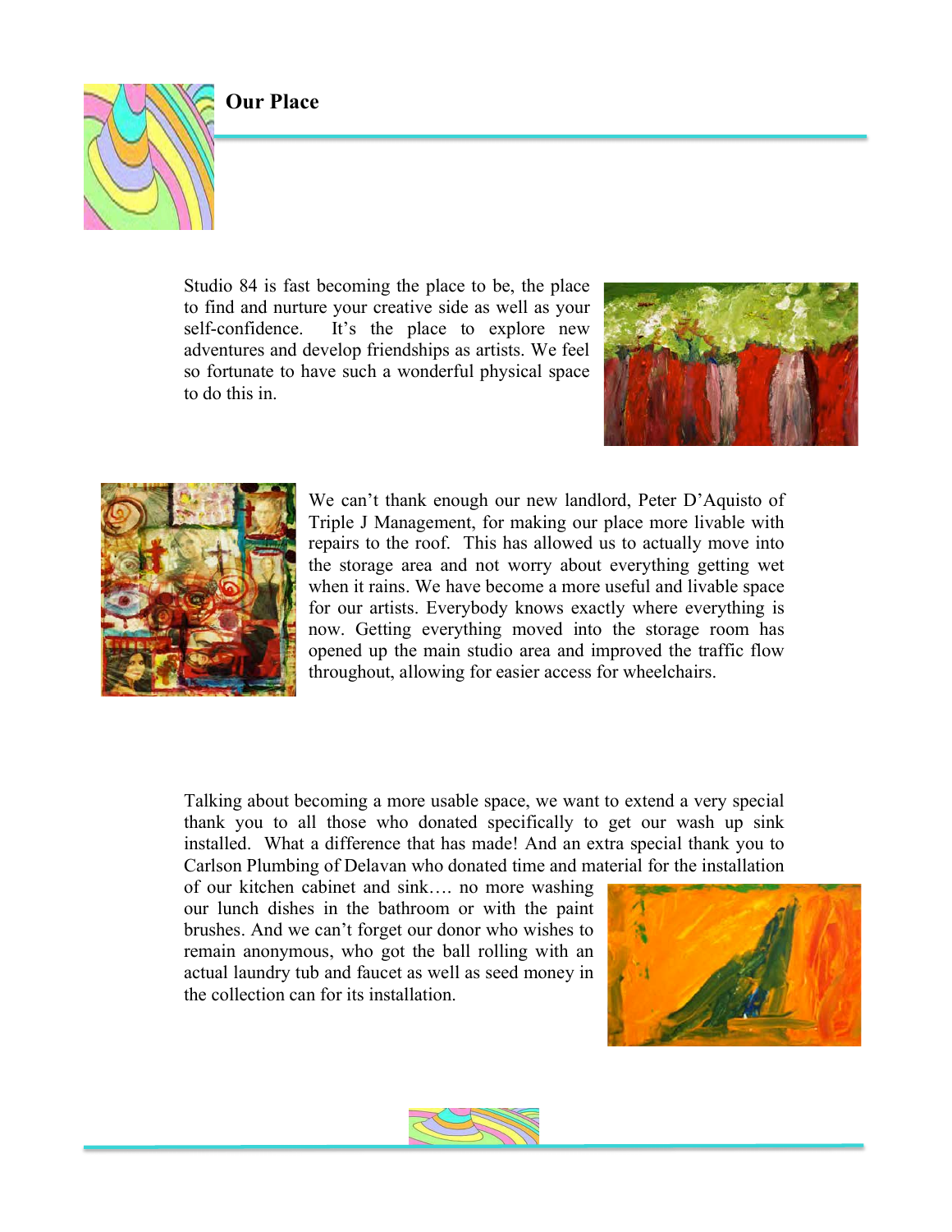## Our Place

Studio 84 is fast becoming the place to be, the place to find and nurture your creative side as well as your self-confidence. It's the place to explore new adventures and develop friendships as artists. We feel so fortunate to have such a wonderful physical space to do this in.

We can't thank enough our new landlord, Peter D'Aquisto of Triple J Management, for making our place more livable with repairs to the roof. This has allowed us to actually move into the storage area and not worry about everything getting wet when it rains. We have become a more useful and livable space for our artists. Everybody knows exactly where everything is now. Getting everything moved into the storage room has opened up the main studio area and improved the traffic flow throughout, allowing for easier access for wheelchairs.

Talking about becoming a more usable space, we want to extend a very special thank you to all those who donated specifically to get our wash up sink installed. What a difference that has made! And an extra special thank you to Carlson Plumbing of Delavan who donated time and material for the installation of our kitchen cabinet and sink…. no more washing our lunch dishes in the bathroom or with the paint brushes. And we can't forget our donor who wishes to remain anonymous, who got the ball rolling with an actual laundry tub and faucet as well as seed money in the collection can for its installation.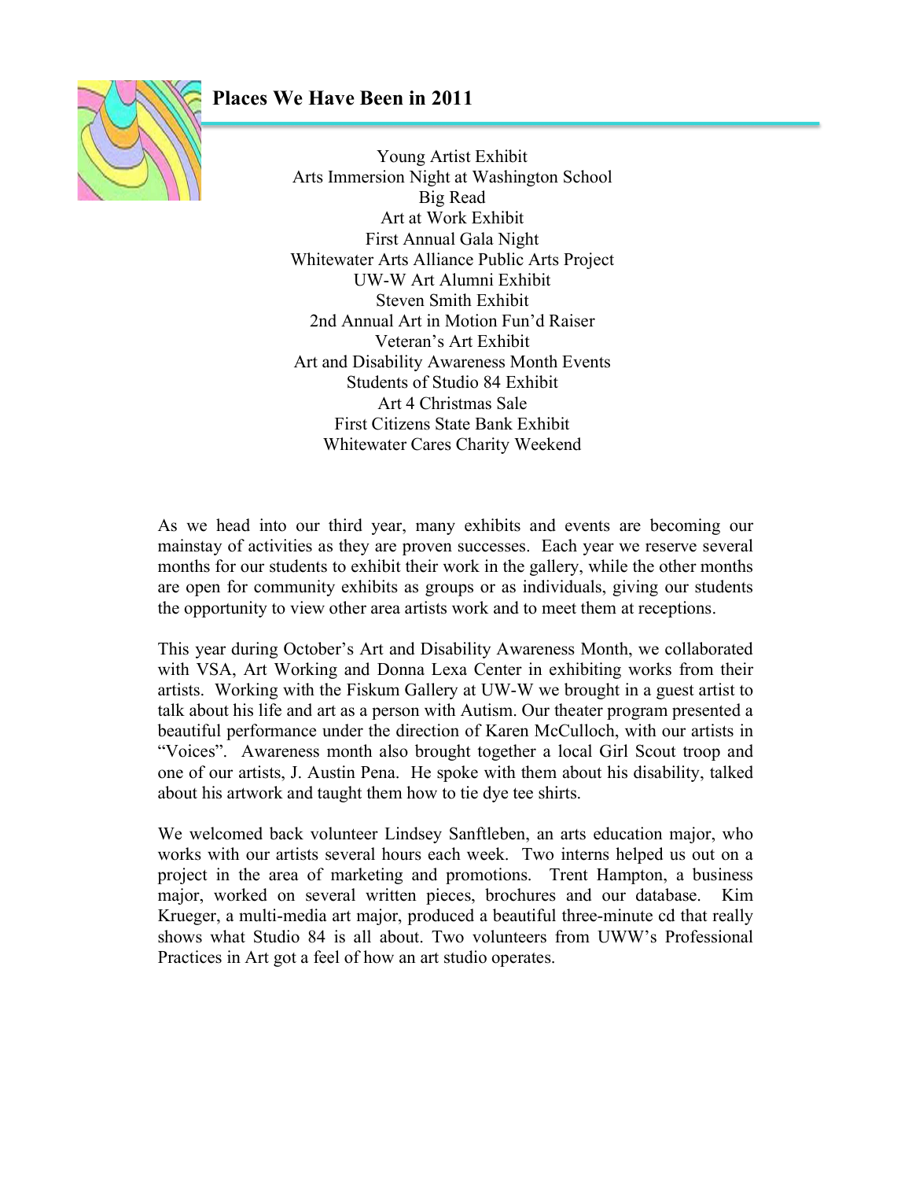## Places We Have Been in 2011

Young Artist Exhibit
Arts Immersion Night at Washington School
Big Read
Art at Work Exhibit
First Annual Gala Night
Whitewater Arts Alliance Public Arts Project
UW-W Art Alumni Exhibit
Steven Smith Exhibit
2nd Annual Art in Motion Fun'd Raiser
Veteran's Art Exhibit
Art and Disability Awareness Month Events
Students of Studio 84 Exhibit
Art 4 Christmas Sale
First Citizens State Bank Exhibit
Whitewater Cares Charity Weekend

As we head into our third year, many exhibits and events are becoming our mainstay of activities as they are proven successes. Each year we reserve several months for our students to exhibit their work in the gallery, while the other months are open for community exhibits as groups or as individuals, giving our students the opportunity to view other area artists work and to meet them at receptions.

This year during October's Art and Disability Awareness Month, we collaborated with VSA, Art Working and Donna Lexa Center in exhibiting works from their artists. Working with the Fiskum Gallery at UW-W we brought in a guest artist to talk about his life and art as a person with Autism. Our theater program presented a beautiful performance under the direction of Karen McCulloch, with our artists in "Voices". Awareness month also brought together a local Girl Scout troop and one of our artists, J. Austin Pena. He spoke with them about his disability, talked about his artwork and taught them how to tie dye tee shirts.

We welcomed back volunteer Lindsey Sanftleben, an arts education major, who works with our artists several hours each week. Two interns helped us out on a project in the area of marketing and promotions. Trent Hampton, a business major, worked on several written pieces, brochures and our database. Kim Krueger, a multi-media art major, produced a beautiful three-minute cd that really shows what Studio 84 is all about. Two volunteers from UWW's Professional Practices in Art got a feel of how an art studio operates.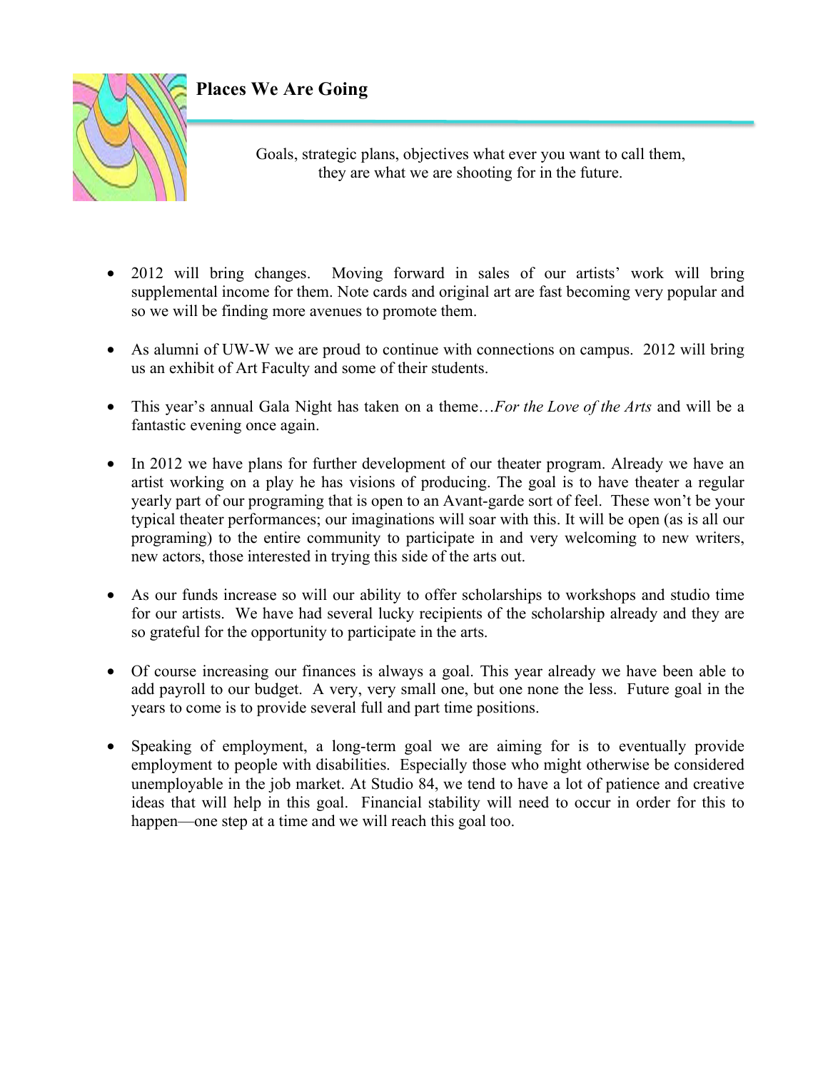## Places We Are Going

Goals, strategic plans, objectives what ever you want to call them, they are what we are shooting for in the future.

- 2012 will bring changes. Moving forward in sales of our artists' work will bring supplemental income for them. Note cards and original art are fast becoming very popular and so we will be finding more avenues to promote them.

- As alumni of UW-W we are proud to continue with connections on campus. 2012 will bring us an exhibit of Art Faculty and some of their students.

- This year's annual Gala Night has taken on a theme…*For the Love of the Arts* and will be a fantastic evening once again.

- In 2012 we have plans for further development of our theater program. Already we have an artist working on a play he has visions of producing. The goal is to have theater a regular yearly part of our programing that is open to an Avant-garde sort of feel. These won't be your typical theater performances; our imaginations will soar with this. It will be open (as is all our programing) to the entire community to participate in and very welcoming to new writers, new actors, those interested in trying this side of the arts out.

- As our funds increase so will our ability to offer scholarships to workshops and studio time for our artists. We have had several lucky recipients of the scholarship already and they are so grateful for the opportunity to participate in the arts.

- Of course increasing our finances is always a goal. This year already we have been able to add payroll to our budget. A very, very small one, but one none the less. Future goal in the years to come is to provide several full and part time positions.

- Speaking of employment, a long-term goal we are aiming for is to eventually provide employment to people with disabilities. Especially those who might otherwise be considered unemployable in the job market. At Studio 84, we tend to have a lot of patience and creative ideas that will help in this goal. Financial stability will need to occur in order for this to happen—one step at a time and we will reach this goal too.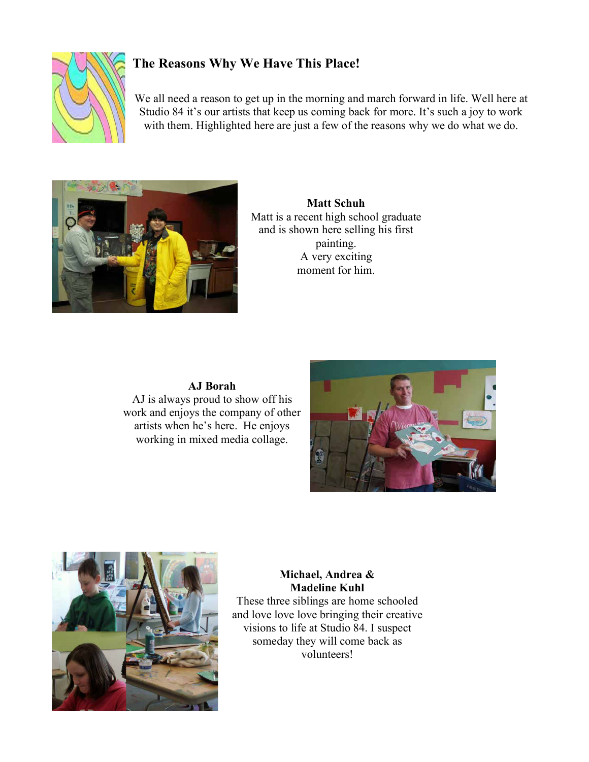## The Reasons Why We Have This Place!

We all need a reason to get up in the morning and march forward in life. Well here at Studio 84 it's our artists that keep us coming back for more. It's such a joy to work with them. Highlighted here are just a few of the reasons why we do what we do.

**Matt Schuh**

Matt is a recent high school graduate and is shown here selling his first painting. A very exciting moment for him.

**AJ Borah**

AJ is always proud to show off his work and enjoys the company of other artists when he's here. He enjoys working in mixed media collage.

**Michael, Andrea & Madeline Kuhl**

These three siblings are home schooled and love love love bringing their creative visions to life at Studio 84. I suspect someday they will come back as volunteers!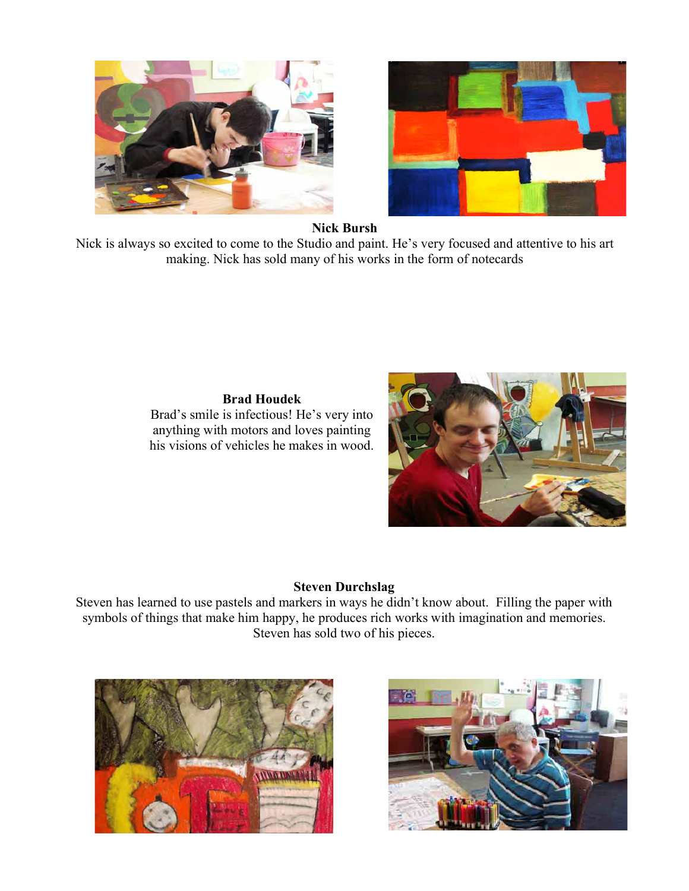**Nick Bursh**

Nick is always so excited to come to the Studio and paint. He's very focused and attentive to his art making. Nick has sold many of his works in the form of notecards

**Brad Houdek**

Brad's smile is infectious! He's very into anything with motors and loves painting his visions of vehicles he makes in wood.

**Steven Durchslag**

Steven has learned to use pastels and markers in ways he didn't know about. Filling the paper with symbols of things that make him happy, he produces rich works with imagination and memories. Steven has sold two of his pieces.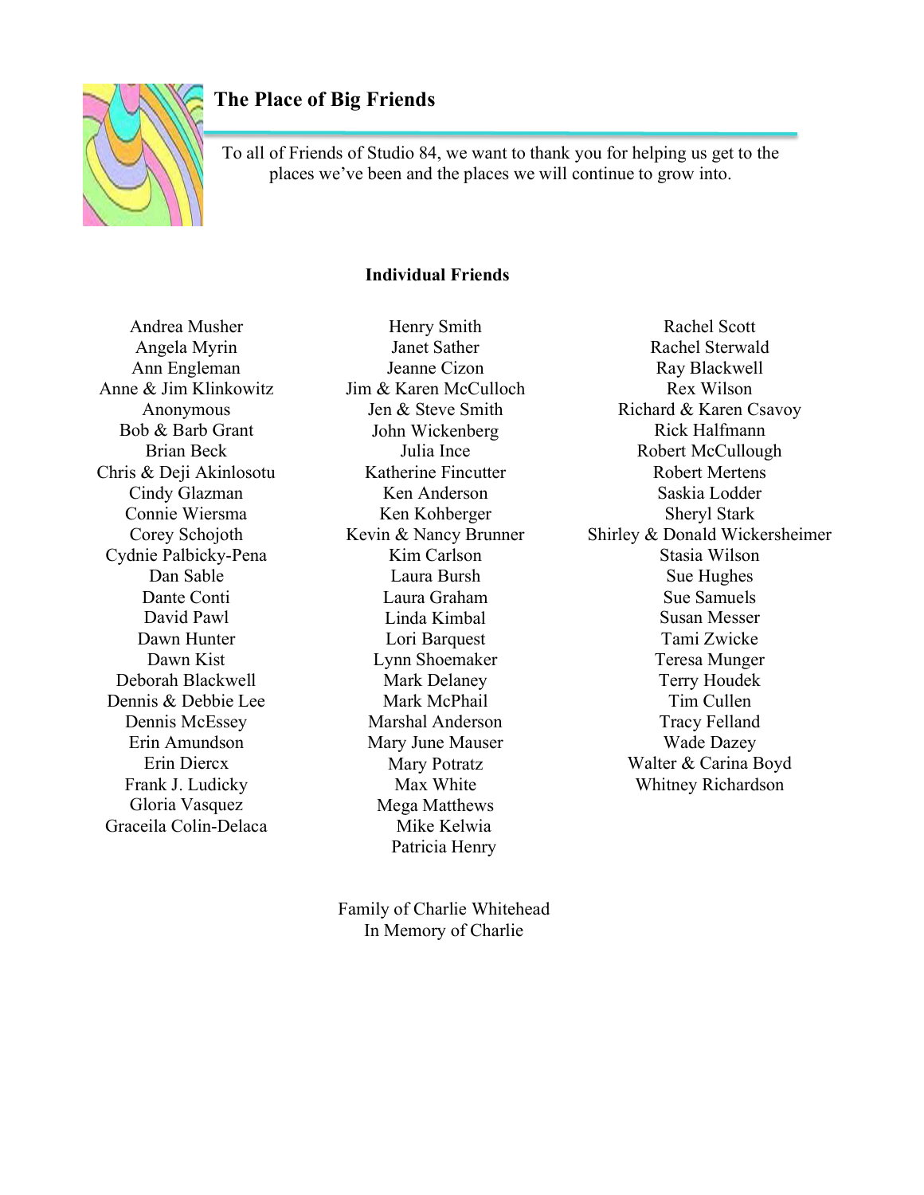## The Place of Big Friends

To all of Friends of Studio 84, we want to thank you for helping us get to the places we've been and the places we will continue to grow into.

### Individual Friends

Andrea Musher
Angela Myrin
Ann Engleman
Anne & Jim Klinkowitz
Anonymous
Bob & Barb Grant
Brian Beck
Chris & Deji Akinlosotu
Cindy Glazman
Connie Wiersma
Corey Schojoth
Cydnie Palbicky-Pena
Dan Sable
Dante Conti
David Pawl
Dawn Hunter
Dawn Kist
Deborah Blackwell
Dennis & Debbie Lee
Dennis McEssey
Erin Amundson
Erin Diercx
Frank J. Ludicky
Gloria Vasquez
Graceila Colin-Delaca

Henry Smith
Janet Sather
Jeanne Cizon
Jim & Karen McCulloch
Jen & Steve Smith
John Wickenberg
Julia Ince
Katherine Fincutter
Ken Anderson
Ken Kohberger
Kevin & Nancy Brunner
Kim Carlson
Laura Bursh
Laura Graham
Linda Kimbal
Lori Barquest
Lynn Shoemaker
Mark Delaney
Mark McPhail
Marshal Anderson
Mary June Mauser
Mary Potratz
Max White
Mega Matthews
Mike Kelwia
Patricia Henry

Rachel Scott
Rachel Sterwald
Ray Blackwell
Rex Wilson
Richard & Karen Csavoy
Rick Halfmann
Robert McCullough
Robert Mertens
Saskia Lodder
Sheryl Stark
Shirley & Donald Wickersheimer
Stasia Wilson
Sue Hughes
Sue Samuels
Susan Messer
Tami Zwicke
Teresa Munger
Terry Houdek
Tim Cullen
Tracy Felland
Wade Dazey
Walter & Carina Boyd
Whitney Richardson

Family of Charlie Whitehead
In Memory of Charlie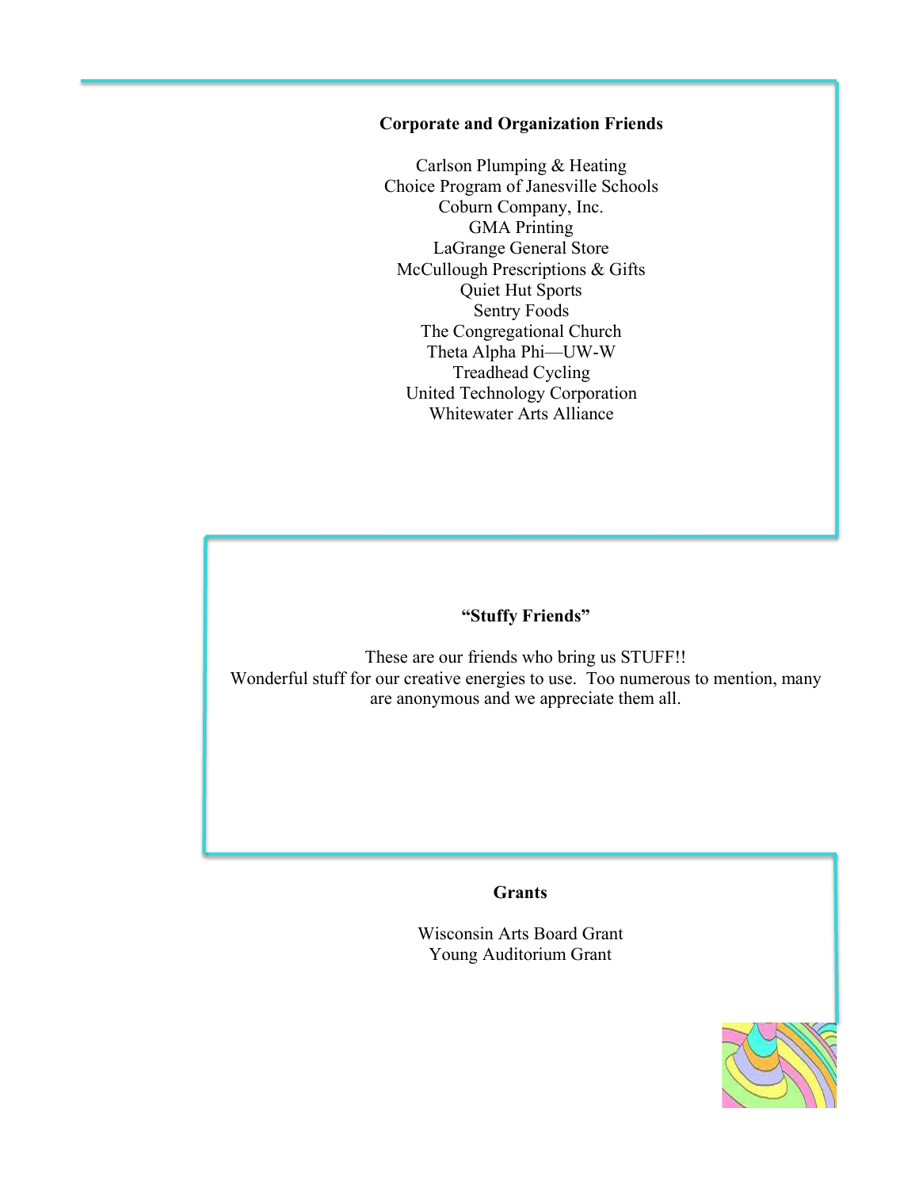**Corporate and Organization Friends**

Carlson Plumping & Heating
Choice Program of Janesville Schools
Coburn Company, Inc.
GMA Printing
LaGrange General Store
McCullough Prescriptions & Gifts
Quiet Hut Sports
Sentry Foods
The Congregational Church
Theta Alpha Phi—UW-W
Treadhead Cycling
United Technology Corporation
Whitewater Arts Alliance

**"Stuffy Friends"**

These are our friends who bring us STUFF!!
Wonderful stuff for our creative energies to use. Too numerous to mention, many are anonymous and we appreciate them all.

**Grants**

Wisconsin Arts Board Grant
Young Auditorium Grant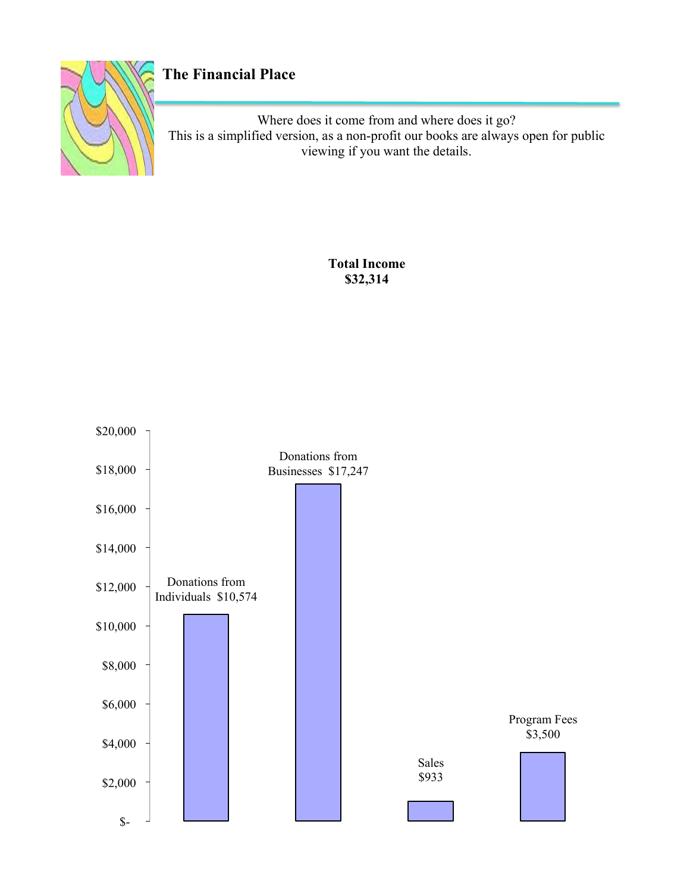# The Financial Place

Where does it come from and where does it go?
This is a simplified version, as a non-profit our books are always open for public viewing if you want the details.

**Total Income**
**$32,314**

| Category | Amount |
|---|---|
| Donations from Individuals | $10,574 |
| Donations from Businesses | $17,247 |
| Sales | $933 |
| Program Fees | $3,500 |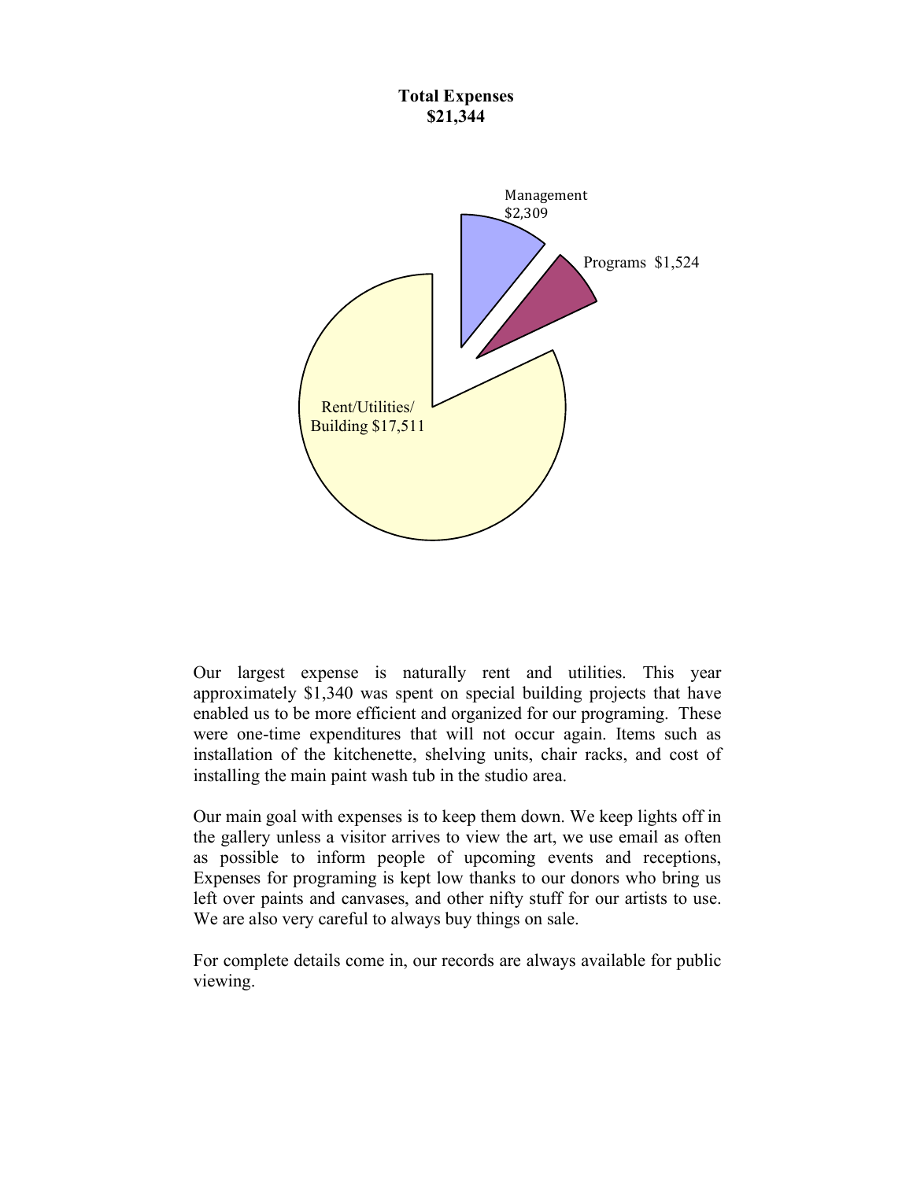**Total Expenses**
**$21,344**

Management $2,309

Programs $1,524

Rent/Utilities/ Building $17,511

Our largest expense is naturally rent and utilities. This year approximately $1,340 was spent on special building projects that have enabled us to be more efficient and organized for our programing. These were one-time expenditures that will not occur again. Items such as installation of the kitchenette, shelving units, chair racks, and cost of installing the main paint wash tub in the studio area.

Our main goal with expenses is to keep them down. We keep lights off in the gallery unless a visitor arrives to view the art, we use email as often as possible to inform people of upcoming events and receptions, Expenses for programing is kept low thanks to our donors who bring us left over paints and canvases, and other nifty stuff for our artists to use. We are also very careful to always buy things on sale.

For complete details come in, our records are always available for public viewing.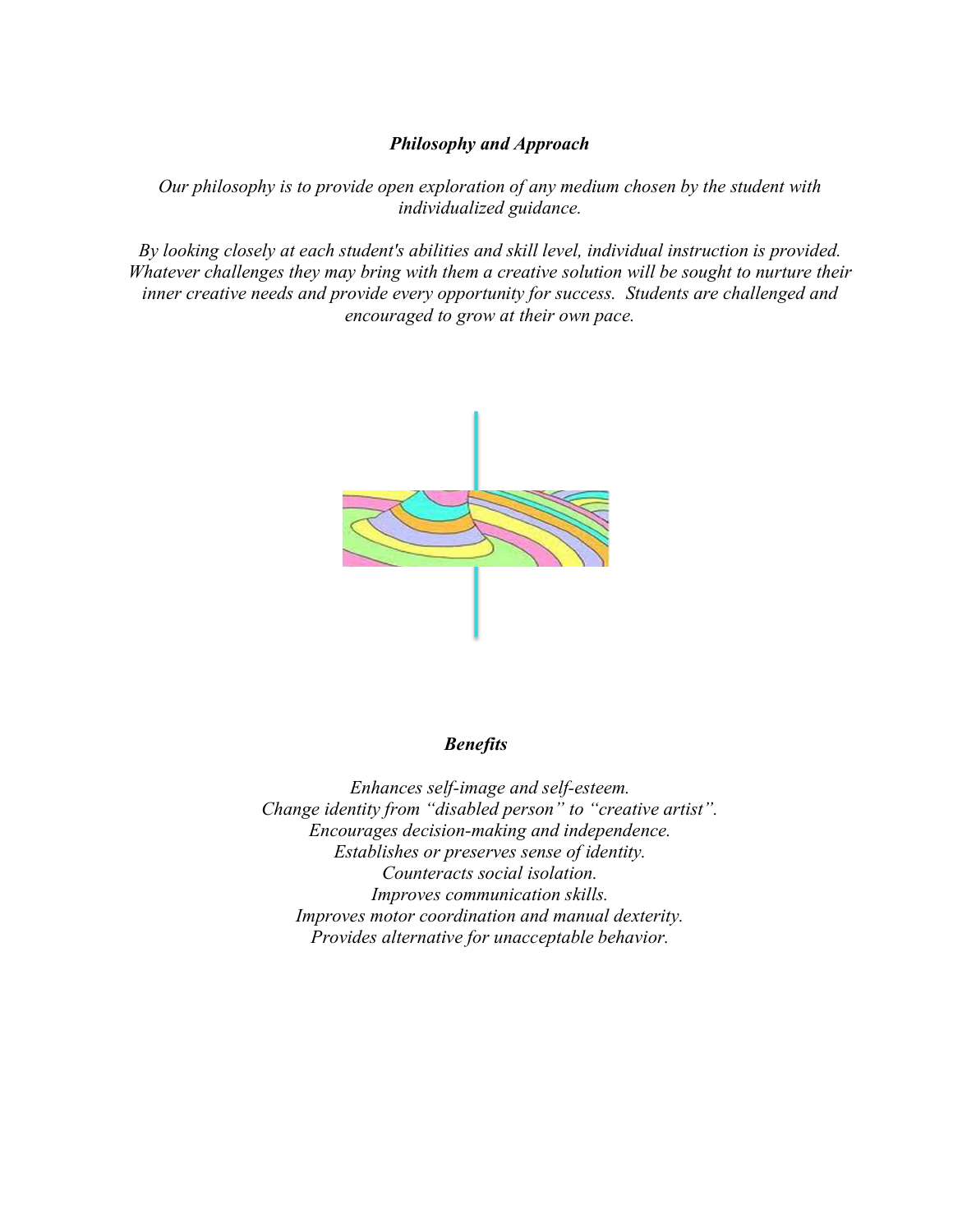### ***Philosophy and Approach***

*Our philosophy is to provide open exploration of any medium chosen by the student with individualized guidance.*

*By looking closely at each student's abilities and skill level, individual instruction is provided. Whatever challenges they may bring with them a creative solution will be sought to nurture their inner creative needs and provide every opportunity for success. Students are challenged and encouraged to grow at their own pace.*

### ***Benefits***

*Enhances self-image and self-esteem.*
*Change identity from "disabled person" to "creative artist".*
*Encourages decision-making and independence.*
*Establishes or preserves sense of identity.*
*Counteracts social isolation.*
*Improves communication skills.*
*Improves motor coordination and manual dexterity.*
*Provides alternative for unacceptable behavior.*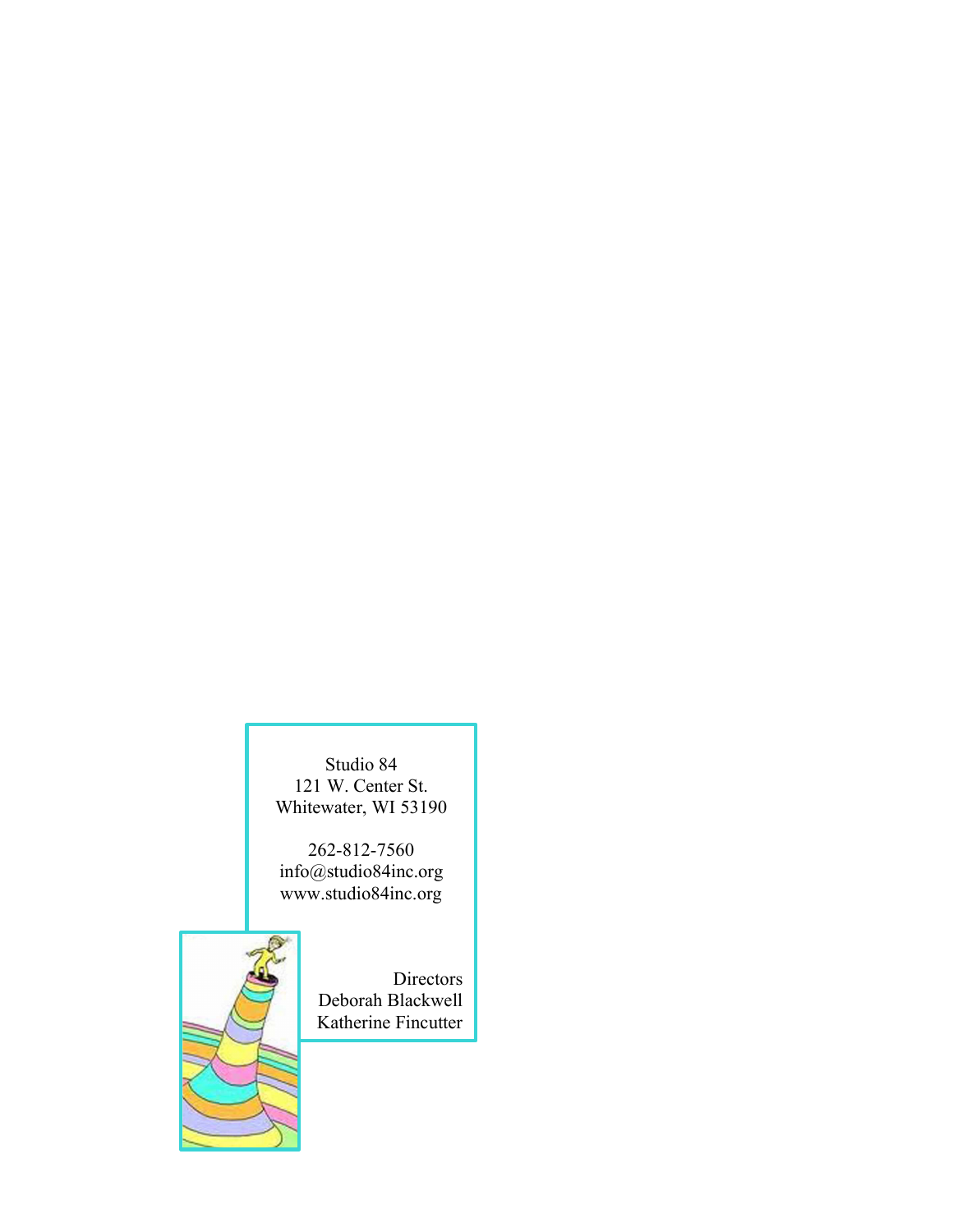Studio 84
121 W. Center St.
Whitewater, WI 53190

262-812-7560
info@studio84inc.org
www.studio84inc.org

Directors
Deborah Blackwell
Katherine Fincutter